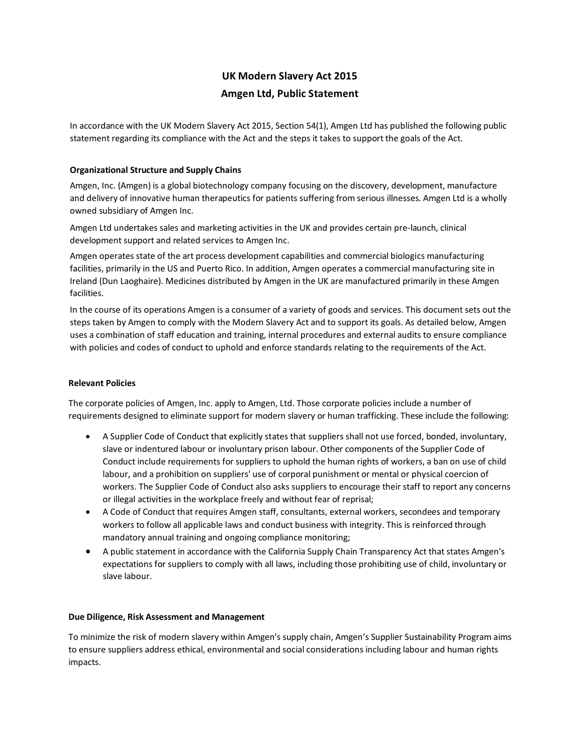# UK Modern Slavery Act 2015
# Amgen Ltd, Public Statement

In accordance with the UK Modern Slavery Act 2015, Section 54(1), Amgen Ltd has published the following public statement regarding its compliance with the Act and the steps it takes to support the goals of the Act.

### Organizational Structure and Supply Chains

Amgen, Inc. (Amgen) is a global biotechnology company focusing on the discovery, development, manufacture and delivery of innovative human therapeutics for patients suffering from serious illnesses. Amgen Ltd is a wholly owned subsidiary of Amgen Inc.

Amgen Ltd undertakes sales and marketing activities in the UK and provides certain pre-launch, clinical development support and related services to Amgen Inc.

Amgen operates state of the art process development capabilities and commercial biologics manufacturing facilities, primarily in the US and Puerto Rico. In addition, Amgen operates a commercial manufacturing site in Ireland (Dun Laoghaire). Medicines distributed by Amgen in the UK are manufactured primarily in these Amgen facilities.

In the course of its operations Amgen is a consumer of a variety of goods and services. This document sets out the steps taken by Amgen to comply with the Modern Slavery Act and to support its goals. As detailed below, Amgen uses a combination of staff education and training, internal procedures and external audits to ensure compliance with policies and codes of conduct to uphold and enforce standards relating to the requirements of the Act.

### Relevant Policies

The corporate policies of Amgen, Inc. apply to Amgen, Ltd. Those corporate policies include a number of requirements designed to eliminate support for modern slavery or human trafficking. These include the following:

- A Supplier Code of Conduct that explicitly states that suppliers shall not use forced, bonded, involuntary, slave or indentured labour or involuntary prison labour. Other components of the Supplier Code of Conduct include requirements for suppliers to uphold the human rights of workers, a ban on use of child labour, and a prohibition on suppliers' use of corporal punishment or mental or physical coercion of workers. The Supplier Code of Conduct also asks suppliers to encourage their staff to report any concerns or illegal activities in the workplace freely and without fear of reprisal;
- A Code of Conduct that requires Amgen staff, consultants, external workers, secondees and temporary workers to follow all applicable laws and conduct business with integrity. This is reinforced through mandatory annual training and ongoing compliance monitoring;
- A public statement in accordance with the California Supply Chain Transparency Act that states Amgen's expectations for suppliers to comply with all laws, including those prohibiting use of child, involuntary or slave labour.

### Due Diligence, Risk Assessment and Management

To minimize the risk of modern slavery within Amgen's supply chain, Amgen's Supplier Sustainability Program aims to ensure suppliers address ethical, environmental and social considerations including labour and human rights impacts.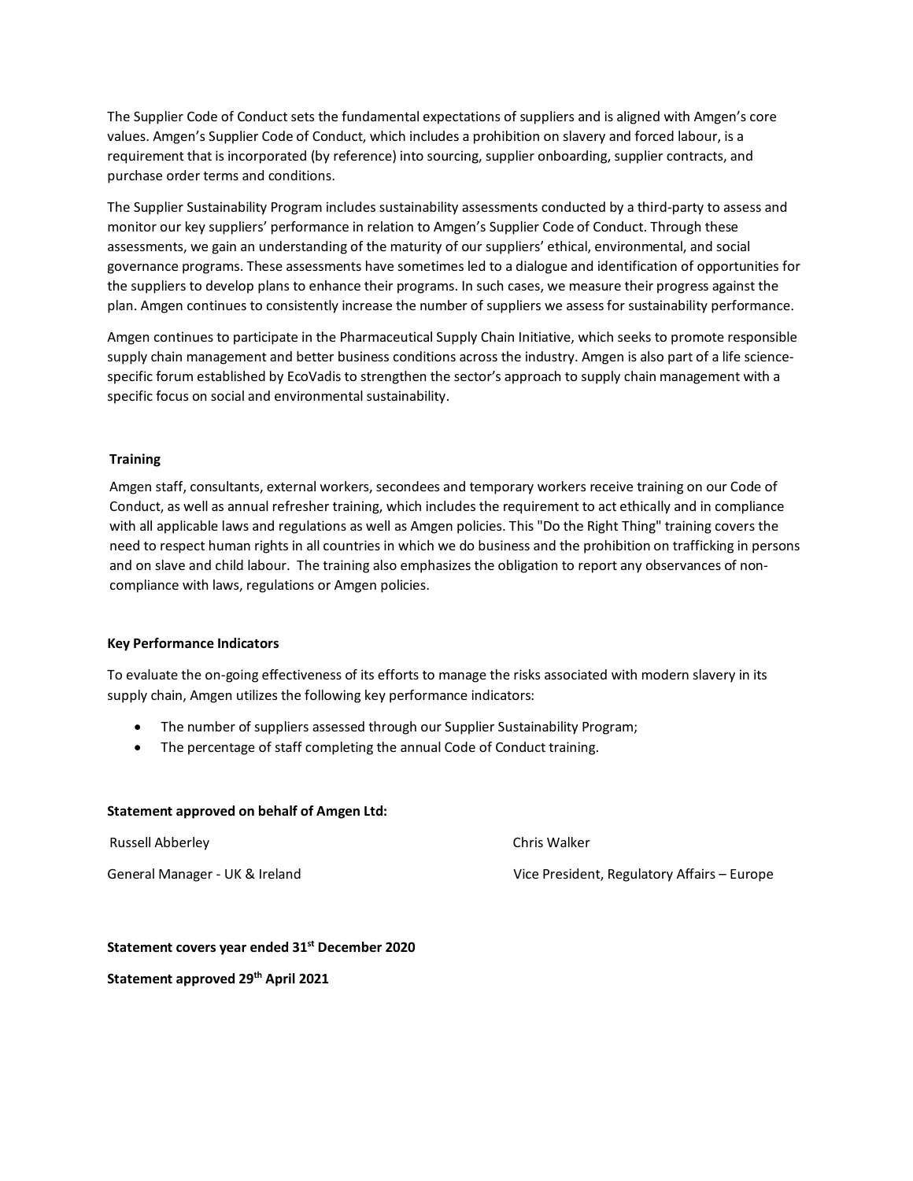The Supplier Code of Conduct sets the fundamental expectations of suppliers and is aligned with Amgen's core values. Amgen's Supplier Code of Conduct, which includes a prohibition on slavery and forced labour, is a requirement that is incorporated (by reference) into sourcing, supplier onboarding, supplier contracts, and purchase order terms and conditions.

The Supplier Sustainability Program includes sustainability assessments conducted by a third-party to assess and monitor our key suppliers' performance in relation to Amgen's Supplier Code of Conduct. Through these assessments, we gain an understanding of the maturity of our suppliers' ethical, environmental, and social governance programs. These assessments have sometimes led to a dialogue and identification of opportunities for the suppliers to develop plans to enhance their programs. In such cases, we measure their progress against the plan. Amgen continues to consistently increase the number of suppliers we assess for sustainability performance.

Amgen continues to participate in the Pharmaceutical Supply Chain Initiative, which seeks to promote responsible supply chain management and better business conditions across the industry. Amgen is also part of a life science-specific forum established by EcoVadis to strengthen the sector's approach to supply chain management with a specific focus on social and environmental sustainability.

**Training**

Amgen staff, consultants, external workers, secondees and temporary workers receive training on our Code of Conduct, as well as annual refresher training, which includes the requirement to act ethically and in compliance with all applicable laws and regulations as well as Amgen policies. This "Do the Right Thing" training covers the need to respect human rights in all countries in which we do business and the prohibition on trafficking in persons and on slave and child labour. The training also emphasizes the obligation to report any observances of non-compliance with laws, regulations or Amgen policies.

**Key Performance Indicators**

To evaluate the on-going effectiveness of its efforts to manage the risks associated with modern slavery in its supply chain, Amgen utilizes the following key performance indicators:

- The number of suppliers assessed through our Supplier Sustainability Program;
- The percentage of staff completing the annual Code of Conduct training.

**Statement approved on behalf of Amgen Ltd:**

Russell Abberley

General Manager - UK & Ireland

Chris Walker

Vice President, Regulatory Affairs – Europe

**Statement covers year ended 31st December 2020**

**Statement approved 29th April 2021**